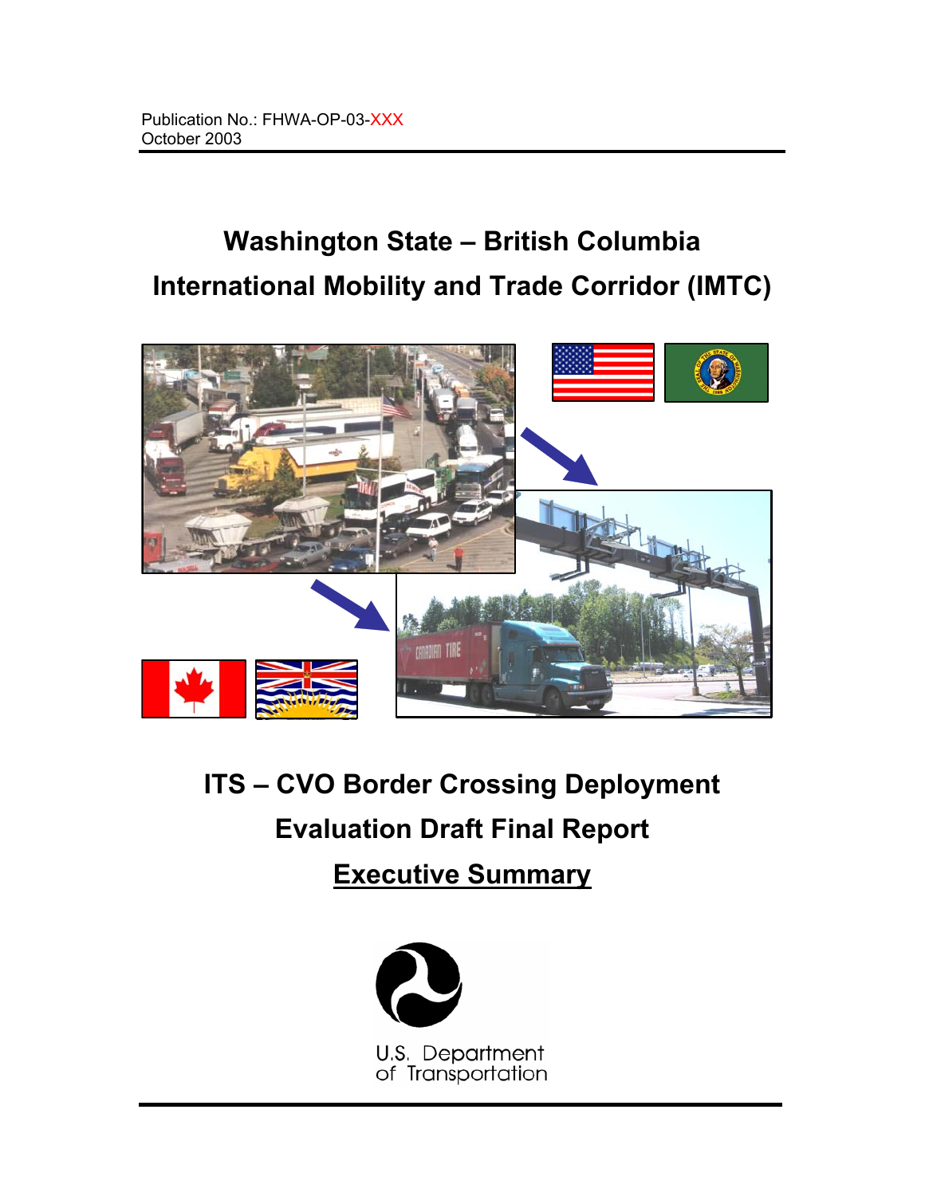Publication No.: FHWA-OP-03-XXX
October 2003

# Washington State – British Columbia International Mobility and Trade Corridor (IMTC)

## ITS – CVO Border Crossing Deployment Evaluation Draft Final Report

## Executive Summary

U.S. Department of Transportation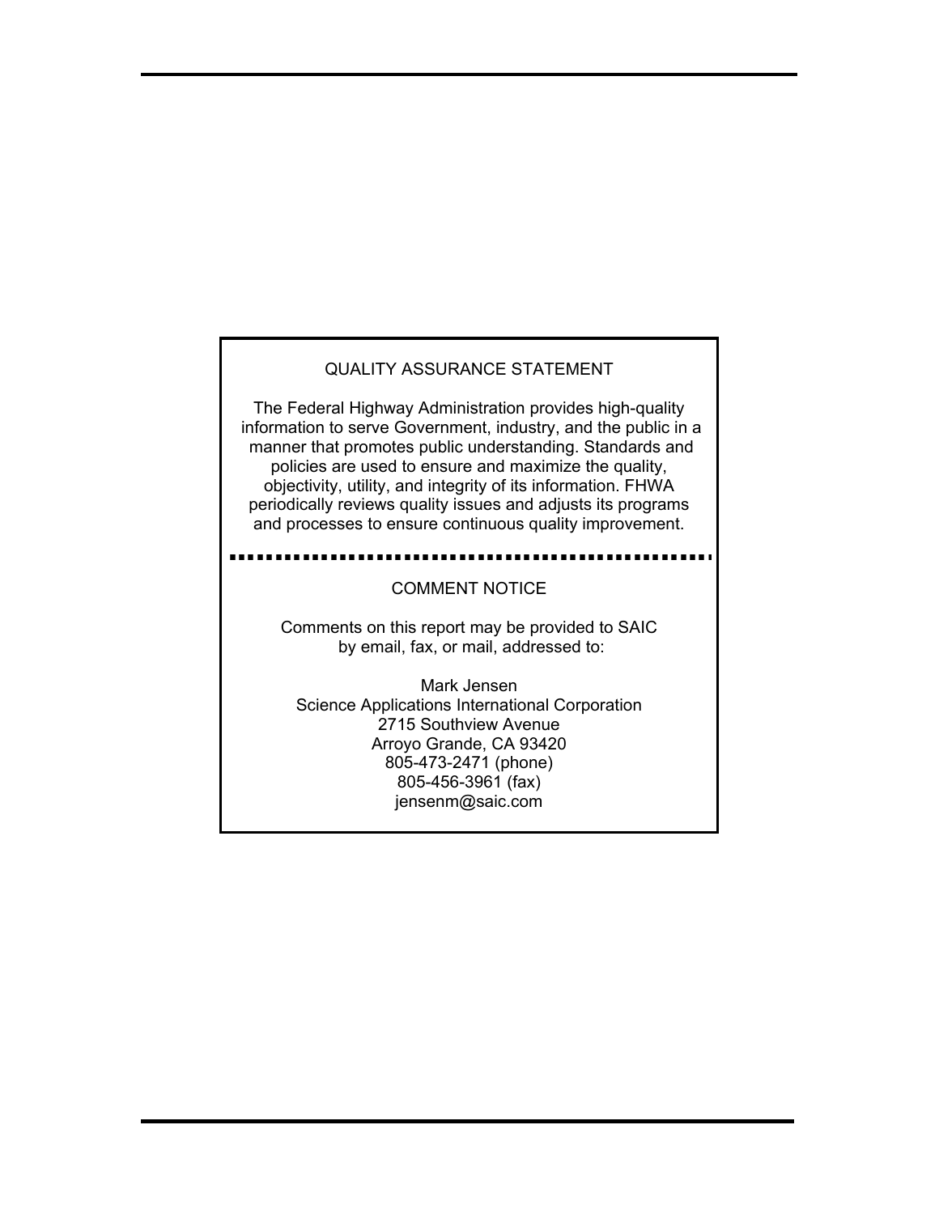## QUALITY ASSURANCE STATEMENT

The Federal Highway Administration provides high-quality information to serve Government, industry, and the public in a manner that promotes public understanding. Standards and policies are used to ensure and maximize the quality, objectivity, utility, and integrity of its information. FHWA periodically reviews quality issues and adjusts its programs and processes to ensure continuous quality improvement.

## COMMENT NOTICE

Comments on this report may be provided to SAIC by email, fax, or mail, addressed to:

Mark Jensen
Science Applications International Corporation
2715 Southview Avenue
Arroyo Grande, CA 93420
805-473-2471 (phone)
805-456-3961 (fax)
jensenm@saic.com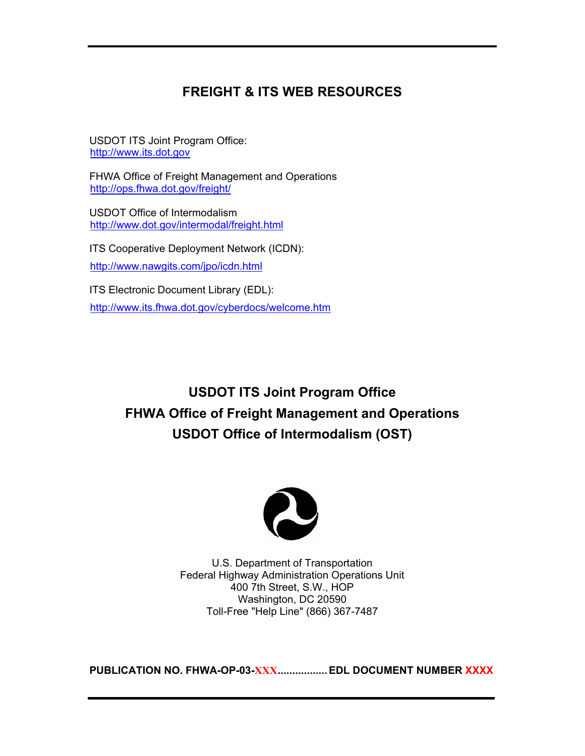# FREIGHT & ITS WEB RESOURCES

USDOT ITS Joint Program Office:
http://www.its.dot.gov

FHWA Office of Freight Management and Operations
http://ops.fhwa.dot.gov/freight/

USDOT Office of Intermodalism
http://www.dot.gov/intermodal/freight.html

ITS Cooperative Deployment Network (ICDN):

http://www.nawgits.com/jpo/icdn.html

ITS Electronic Document Library (EDL):

http://www.its.fhwa.dot.gov/cyberdocs/welcome.htm

## USDOT ITS Joint Program Office
## FHWA Office of Freight Management and Operations
## USDOT Office of Intermodalism (OST)

U.S. Department of Transportation
Federal Highway Administration Operations Unit
400 7th Street, S.W., HOP
Washington, DC 20590
Toll-Free "Help Line" (866) 367-7487

**PUBLICATION NO. FHWA-OP-03-XXX................. EDL DOCUMENT NUMBER XXXX**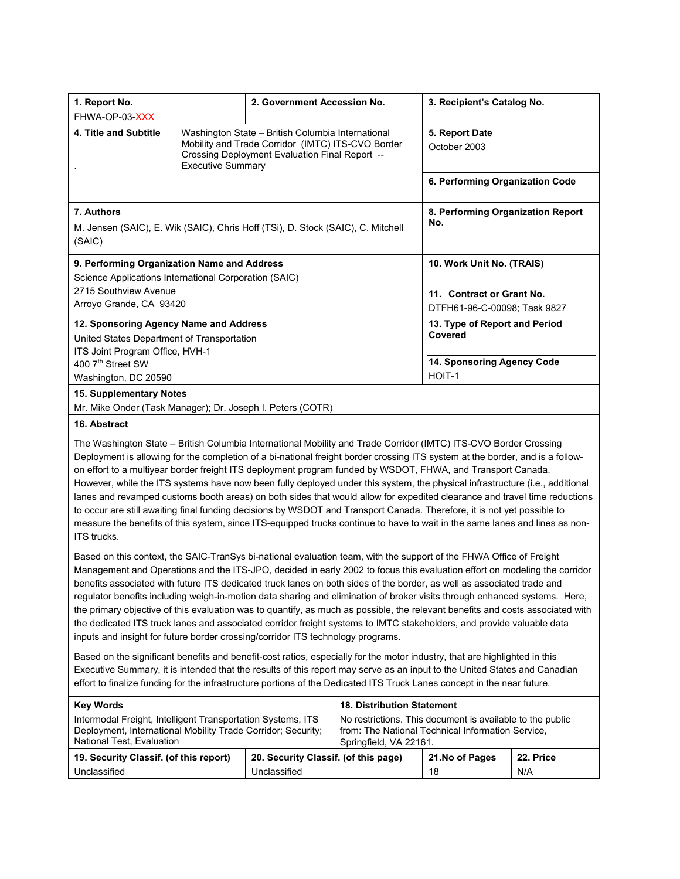| 1. Report No. | 2. Government Accession No. | 3. Recipient's Catalog No. |
|---|---|---|
| FHWA-OP-03-XXX | | |
| 4. Title and Subtitle: Washington State – British Columbia International Mobility and Trade Corridor (IMTC) ITS-CVO Border Crossing Deployment Evaluation Final Report -- Executive Summary | | 5. Report Date: October 2003 |
| | | 6. Performing Organization Code |
| 7. Authors: M. Jensen (SAIC), E. Wik (SAIC), Chris Hoff (TSi), D. Stock (SAIC), C. Mitchell (SAIC) | | 8. Performing Organization Report No. |
| 9. Performing Organization Name and Address: Science Applications International Corporation (SAIC), 2715 Southview Avenue, Arroyo Grande, CA 93420 | | 10. Work Unit No. (TRAIS) |
| | | 11. Contract or Grant No.: DTFH61-96-C-00098; Task 9827 |
| 12. Sponsoring Agency Name and Address: United States Department of Transportation, ITS Joint Program Office, HVH-1, 400 7th Street SW, Washington, DC 20590 | | 13. Type of Report and Period Covered |
| | | 14. Sponsoring Agency Code: HOIT-1 |

**15. Supplementary Notes**

Mr. Mike Onder (Task Manager); Dr. Joseph I. Peters (COTR)

**16. Abstract**

The Washington State – British Columbia International Mobility and Trade Corridor (IMTC) ITS-CVO Border Crossing Deployment is allowing for the completion of a bi-national freight border crossing ITS system at the border, and is a follow-on effort to a multiyear border freight ITS deployment program funded by WSDOT, FHWA, and Transport Canada. However, while the ITS systems have now been fully deployed under this system, the physical infrastructure (i.e., additional lanes and revamped customs booth areas) on both sides that would allow for expedited clearance and travel time reductions to occur are still awaiting final funding decisions by WSDOT and Transport Canada. Therefore, it is not yet possible to measure the benefits of this system, since ITS-equipped trucks continue to have to wait in the same lanes and lines as non-ITS trucks.

Based on this context, the SAIC-TranSys bi-national evaluation team, with the support of the FHWA Office of Freight Management and Operations and the ITS-JPO, decided in early 2002 to focus this evaluation effort on modeling the corridor benefits associated with future ITS dedicated truck lanes on both sides of the border, as well as associated trade and regulator benefits including weigh-in-motion data sharing and elimination of broker visits through enhanced systems. Here, the primary objective of this evaluation was to quantify, as much as possible, the relevant benefits and costs associated with the dedicated ITS truck lanes and associated corridor freight systems to IMTC stakeholders, and provide valuable data inputs and insight for future border crossing/corridor ITS technology programs.

Based on the significant benefits and benefit-cost ratios, especially for the motor industry, that are highlighted in this Executive Summary, it is intended that the results of this report may serve as an input to the United States and Canadian effort to finalize funding for the infrastructure portions of the Dedicated ITS Truck Lanes concept in the near future.

| Key Words | | 18. Distribution Statement | |
|---|---|---|---|
| Intermodal Freight, Intelligent Transportation Systems, ITS Deployment, International Mobility Trade Corridor; Security; National Test, Evaluation | | No restrictions. This document is available to the public from: The National Technical Information Service, Springfield, VA 22161. | |
| 19. Security Classif. (of this report) | 20. Security Classif. (of this page) | 21. No of Pages | 22. Price |
| Unclassified | Unclassified | 18 | N/A |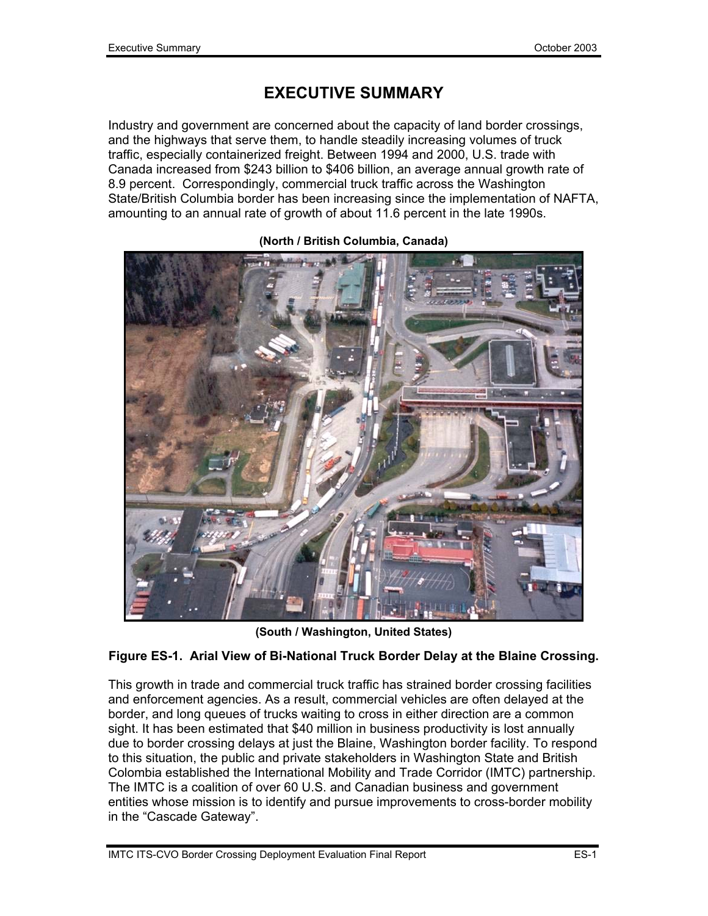# EXECUTIVE SUMMARY

Industry and government are concerned about the capacity of land border crossings, and the highways that serve them, to handle steadily increasing volumes of truck traffic, especially containerized freight. Between 1994 and 2000, U.S. trade with Canada increased from $243 billion to $406 billion, an average annual growth rate of 8.9 percent. Correspondingly, commercial truck traffic across the Washington State/British Columbia border has been increasing since the implementation of NAFTA, amounting to an annual rate of growth of about 11.6 percent in the late 1990s.

**(North / British Columbia, Canada)**

**(South / Washington, United States)**

**Figure ES-1. Arial View of Bi-National Truck Border Delay at the Blaine Crossing.**

This growth in trade and commercial truck traffic has strained border crossing facilities and enforcement agencies. As a result, commercial vehicles are often delayed at the border, and long queues of trucks waiting to cross in either direction are a common sight. It has been estimated that $40 million in business productivity is lost annually due to border crossing delays at just the Blaine, Washington border facility. To respond to this situation, the public and private stakeholders in Washington State and British Colombia established the International Mobility and Trade Corridor (IMTC) partnership. The IMTC is a coalition of over 60 U.S. and Canadian business and government entities whose mission is to identify and pursue improvements to cross-border mobility in the "Cascade Gateway".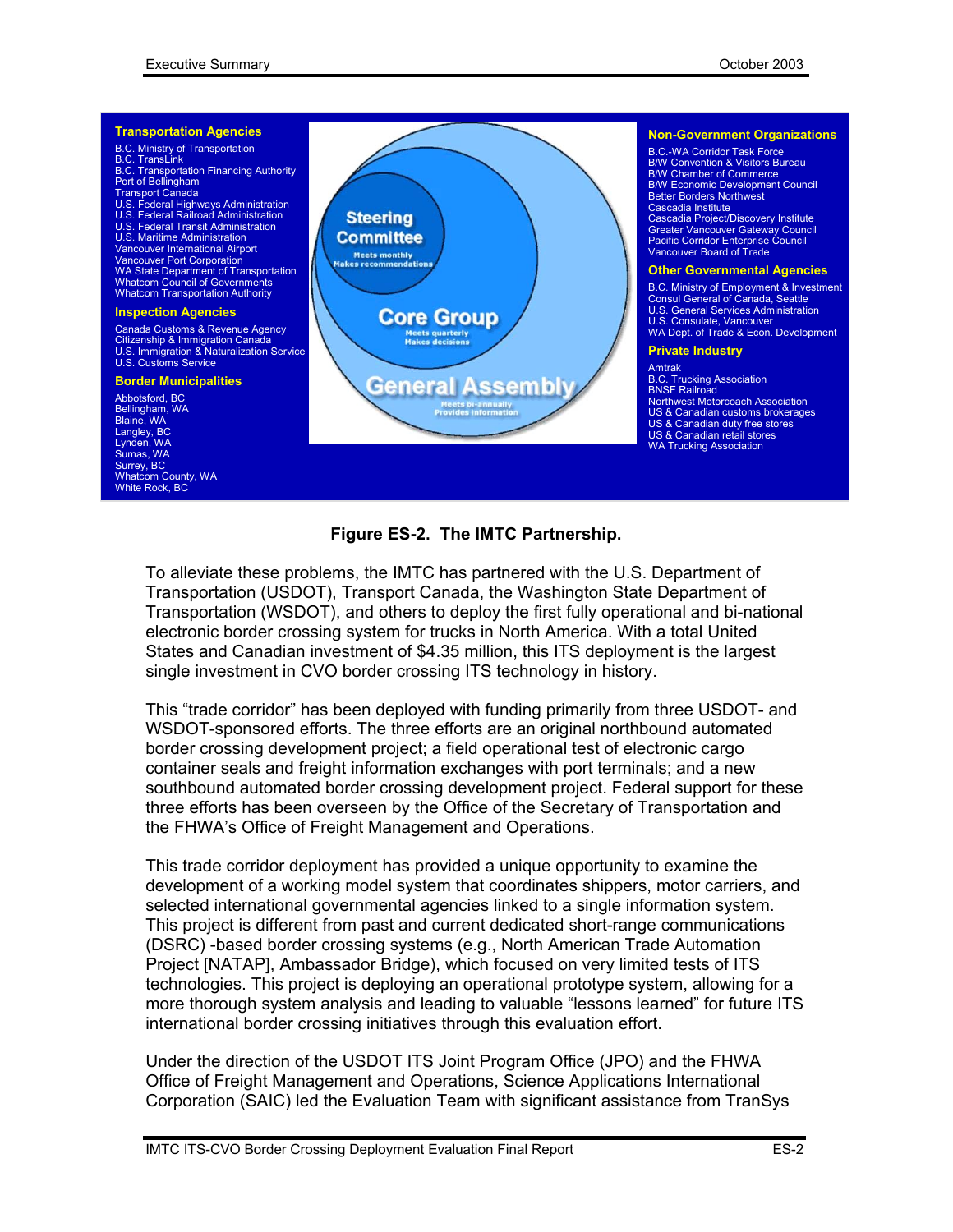**Transportation Agencies**

B.C. Ministry of Transportation
B.C. TransLink
B.C. Transportation Financing Authority
Port of Bellingham
Transport Canada
U.S. Federal Highways Administration
U.S. Federal Railroad Administration
U.S. Federal Transit Administration
U.S. Maritime Administration
Vancouver International Airport
Vancouver Port Corporation
WA State Department of Transportation
Whatcom Council of Governments
Whatcom Transportation Authority

**Inspection Agencies**

Canada Customs & Revenue Agency
Citizenship & Immigration Canada
U.S. Immigration & Naturalization Service
U.S. Customs Service

**Border Municipalities**

Abbotsford, BC
Bellingham, WA
Blaine, WA
Langley, BC
Lynden, WA
Sumas, WA
Surrey, BC
Whatcom County, WA
White Rock, BC

**Steering Committee** — Meets monthly, Makes recommendations

**Core Group** — Meets quarterly, Makes decisions

**General Assembly** — Meets bi-annually, Provides information

**Non-Government Organizations**

B.C.-WA Corridor Task Force
B/W Convention & Visitors Bureau
B/W Chamber of Commerce
B/W Economic Development Council
Better Borders Northwest
Cascadia Institute
Cascadia Project/Discovery Institute
Greater Vancouver Gateway Council
Pacific Corridor Enterprise Council
Vancouver Board of Trade

**Other Governmental Agencies**

B.C. Ministry of Employment & Investment
Consul General of Canada, Seattle
U.S. General Services Administration
U.S. Consulate, Vancouver
WA Dept. of Trade & Econ. Development

**Private Industry**

Amtrak
BNSF Railroad
B.C. Trucking Association
Northwest Motorcoach Association
US & Canadian customs brokerages
US & Canadian duty free stores
US & Canadian retail stores
WA Trucking Association

**Figure ES-2. The IMTC Partnership.**

To alleviate these problems, the IMTC has partnered with the U.S. Department of Transportation (USDOT), Transport Canada, the Washington State Department of Transportation (WSDOT), and others to deploy the first fully operational and bi-national electronic border crossing system for trucks in North America. With a total United States and Canadian investment of $4.35 million, this ITS deployment is the largest single investment in CVO border crossing ITS technology in history.

This "trade corridor" has been deployed with funding primarily from three USDOT- and WSDOT-sponsored efforts. The three efforts are an original northbound automated border crossing development project; a field operational test of electronic cargo container seals and freight information exchanges with port terminals; and a new southbound automated border crossing development project. Federal support for these three efforts has been overseen by the Office of the Secretary of Transportation and the FHWA's Office of Freight Management and Operations.

This trade corridor deployment has provided a unique opportunity to examine the development of a working model system that coordinates shippers, motor carriers, and selected international governmental agencies linked to a single information system. This project is different from past and current dedicated short-range communications (DSRC) -based border crossing systems (e.g., North American Trade Automation Project [NATAP], Ambassador Bridge), which focused on very limited tests of ITS technologies. This project is deploying an operational prototype system, allowing for a more thorough system analysis and leading to valuable "lessons learned" for future ITS international border crossing initiatives through this evaluation effort.

Under the direction of the USDOT ITS Joint Program Office (JPO) and the FHWA Office of Freight Management and Operations, Science Applications International Corporation (SAIC) led the Evaluation Team with significant assistance from TranSys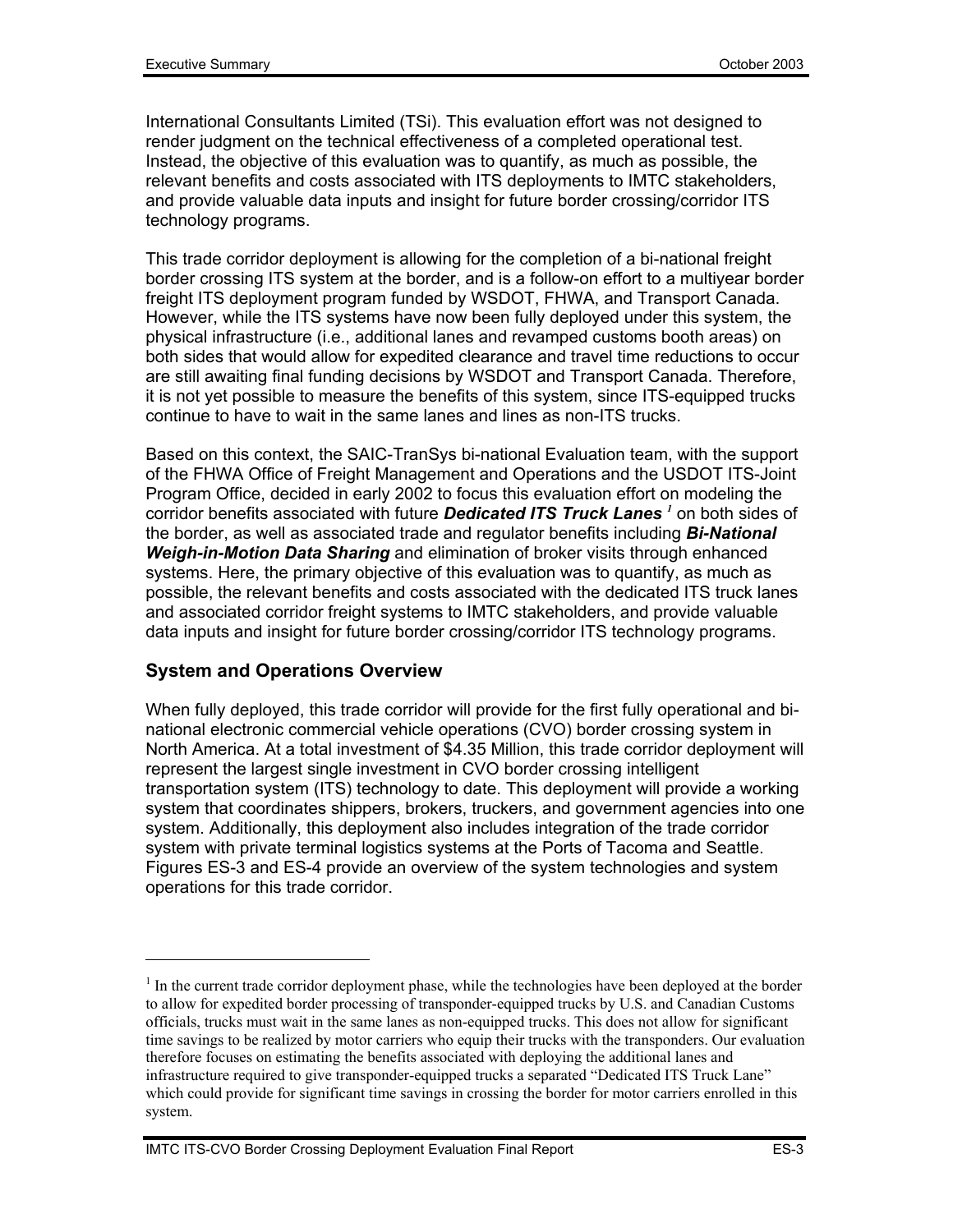International Consultants Limited (TSi). This evaluation effort was not designed to render judgment on the technical effectiveness of a completed operational test. Instead, the objective of this evaluation was to quantify, as much as possible, the relevant benefits and costs associated with ITS deployments to IMTC stakeholders, and provide valuable data inputs and insight for future border crossing/corridor ITS technology programs.

This trade corridor deployment is allowing for the completion of a bi-national freight border crossing ITS system at the border, and is a follow-on effort to a multiyear border freight ITS deployment program funded by WSDOT, FHWA, and Transport Canada. However, while the ITS systems have now been fully deployed under this system, the physical infrastructure (i.e., additional lanes and revamped customs booth areas) on both sides that would allow for expedited clearance and travel time reductions to occur are still awaiting final funding decisions by WSDOT and Transport Canada. Therefore, it is not yet possible to measure the benefits of this system, since ITS-equipped trucks continue to have to wait in the same lanes and lines as non-ITS trucks.

Based on this context, the SAIC-TranSys bi-national Evaluation team, with the support of the FHWA Office of Freight Management and Operations and the USDOT ITS-Joint Program Office, decided in early 2002 to focus this evaluation effort on modeling the corridor benefits associated with future ***Dedicated ITS Truck Lanes*** [1] on both sides of the border, as well as associated trade and regulator benefits including ***Bi-National Weigh-in-Motion Data Sharing*** and elimination of broker visits through enhanced systems. Here, the primary objective of this evaluation was to quantify, as much as possible, the relevant benefits and costs associated with the dedicated ITS truck lanes and associated corridor freight systems to IMTC stakeholders, and provide valuable data inputs and insight for future border crossing/corridor ITS technology programs.

## System and Operations Overview

When fully deployed, this trade corridor will provide for the first fully operational and bi-national electronic commercial vehicle operations (CVO) border crossing system in North America. At a total investment of $4.35 Million, this trade corridor deployment will represent the largest single investment in CVO border crossing intelligent transportation system (ITS) technology to date. This deployment will provide a working system that coordinates shippers, brokers, truckers, and government agencies into one system. Additionally, this deployment also includes integration of the trade corridor system with private terminal logistics systems at the Ports of Tacoma and Seattle. Figures ES-3 and ES-4 provide an overview of the system technologies and system operations for this trade corridor.

---

[1] In the current trade corridor deployment phase, while the technologies have been deployed at the border to allow for expedited border processing of transponder-equipped trucks by U.S. and Canadian Customs officials, trucks must wait in the same lanes as non-equipped trucks. This does not allow for significant time savings to be realized by motor carriers who equip their trucks with the transponders. Our evaluation therefore focuses on estimating the benefits associated with deploying the additional lanes and infrastructure required to give transponder-equipped trucks a separated "Dedicated ITS Truck Lane" which could provide for significant time savings in crossing the border for motor carriers enrolled in this system.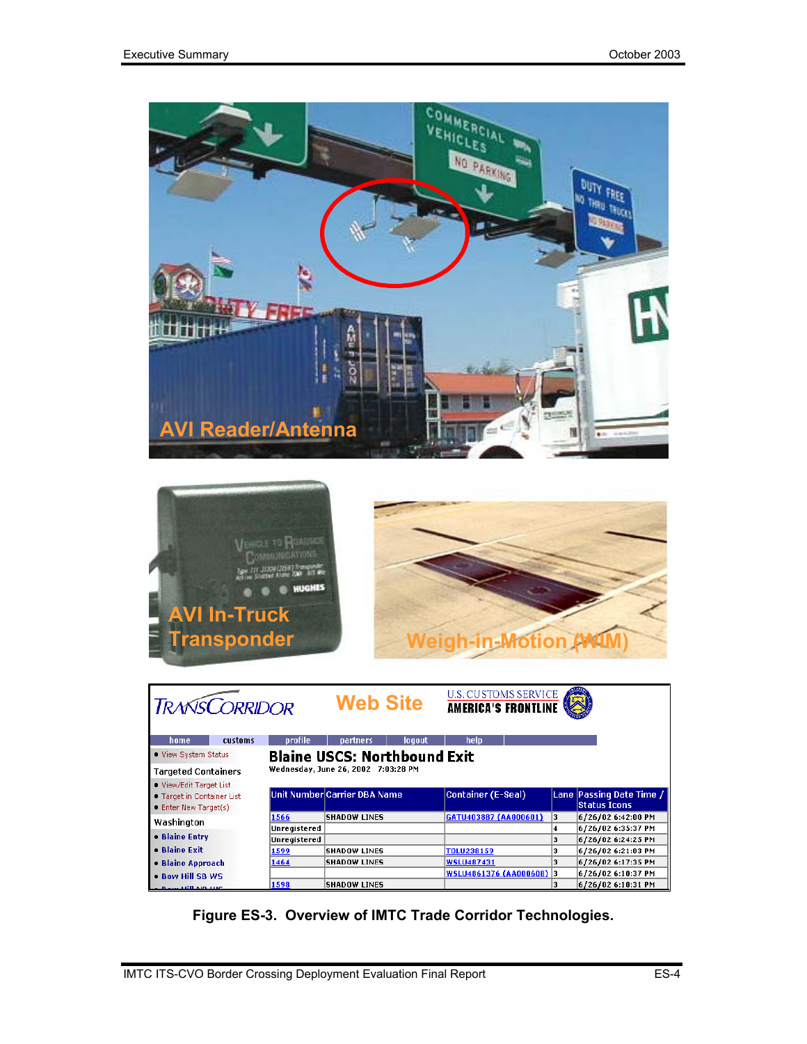Figure ES-3. Overview of IMTC Trade Corridor Technologies.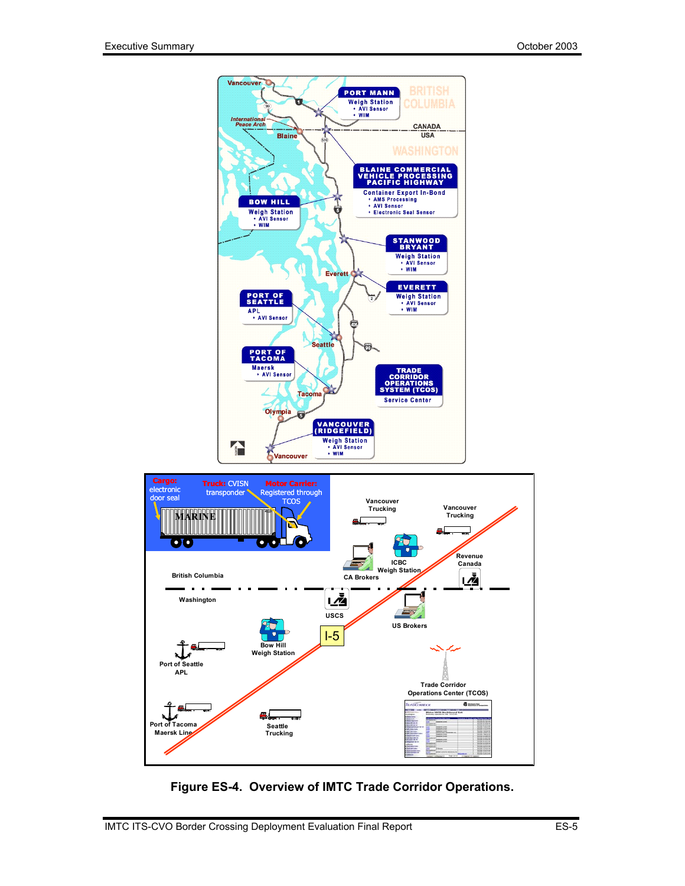**Figure ES-4. Overview of IMTC Trade Corridor Operations.**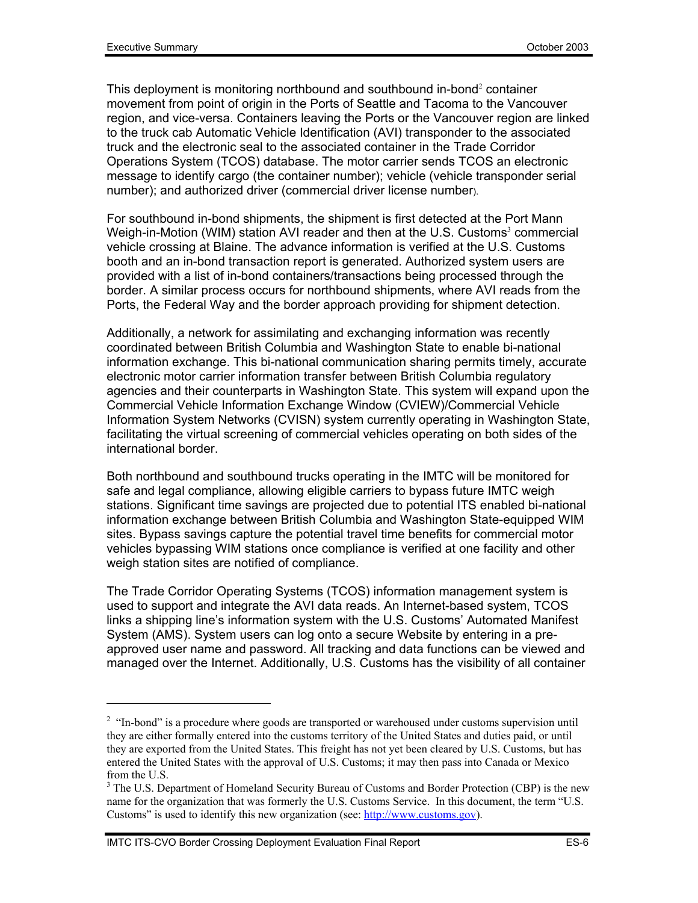This deployment is monitoring northbound and southbound in-bond[2] container movement from point of origin in the Ports of Seattle and Tacoma to the Vancouver region, and vice-versa. Containers leaving the Ports or the Vancouver region are linked to the truck cab Automatic Vehicle Identification (AVI) transponder to the associated truck and the electronic seal to the associated container in the Trade Corridor Operations System (TCOS) database. The motor carrier sends TCOS an electronic message to identify cargo (the container number); vehicle (vehicle transponder serial number); and authorized driver (commercial driver license number).

For southbound in-bond shipments, the shipment is first detected at the Port Mann Weigh-in-Motion (WIM) station AVI reader and then at the U.S. Customs[3] commercial vehicle crossing at Blaine. The advance information is verified at the U.S. Customs booth and an in-bond transaction report is generated. Authorized system users are provided with a list of in-bond containers/transactions being processed through the border. A similar process occurs for northbound shipments, where AVI reads from the Ports, the Federal Way and the border approach providing for shipment detection.

Additionally, a network for assimilating and exchanging information was recently coordinated between British Columbia and Washington State to enable bi-national information exchange. This bi-national communication sharing permits timely, accurate electronic motor carrier information transfer between British Columbia regulatory agencies and their counterparts in Washington State. This system will expand upon the Commercial Vehicle Information Exchange Window (CVIEW)/Commercial Vehicle Information System Networks (CVISN) system currently operating in Washington State, facilitating the virtual screening of commercial vehicles operating on both sides of the international border.

Both northbound and southbound trucks operating in the IMTC will be monitored for safe and legal compliance, allowing eligible carriers to bypass future IMTC weigh stations. Significant time savings are projected due to potential ITS enabled bi-national information exchange between British Columbia and Washington State-equipped WIM sites. Bypass savings capture the potential travel time benefits for commercial motor vehicles bypassing WIM stations once compliance is verified at one facility and other weigh station sites are notified of compliance.

The Trade Corridor Operating Systems (TCOS) information management system is used to support and integrate the AVI data reads. An Internet-based system, TCOS links a shipping line's information system with the U.S. Customs' Automated Manifest System (AMS). System users can log onto a secure Website by entering in a pre-approved user name and password. All tracking and data functions can be viewed and managed over the Internet. Additionally, U.S. Customs has the visibility of all container

---

[2] "In-bond" is a procedure where goods are transported or warehoused under customs supervision until they are either formally entered into the customs territory of the United States and duties paid, or until they are exported from the United States. This freight has not yet been cleared by U.S. Customs, but has entered the United States with the approval of U.S. Customs; it may then pass into Canada or Mexico from the U.S.

[3] The U.S. Department of Homeland Security Bureau of Customs and Border Protection (CBP) is the new name for the organization that was formerly the U.S. Customs Service. In this document, the term "U.S. Customs" is used to identify this new organization (see: http://www.customs.gov).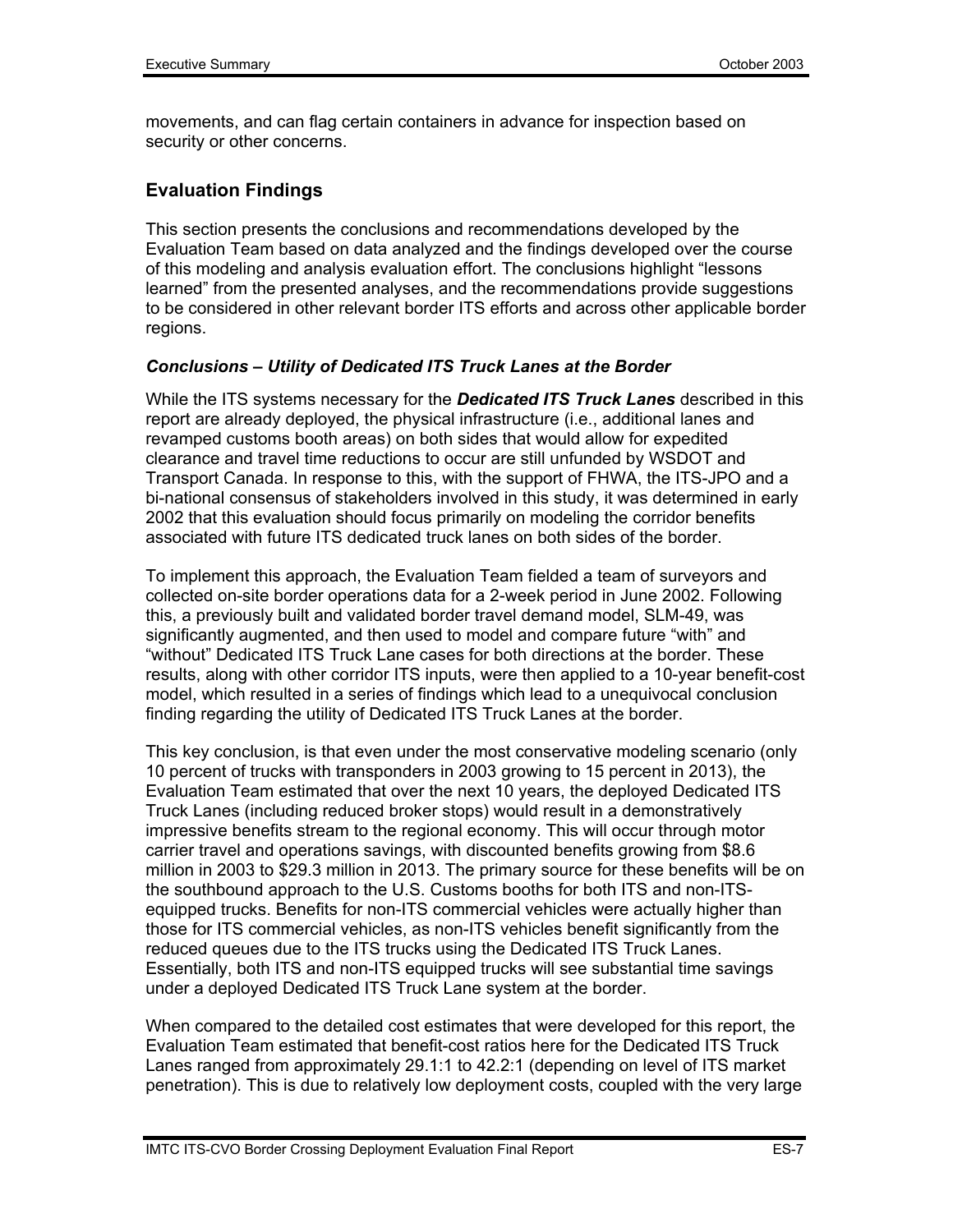movements, and can flag certain containers in advance for inspection based on security or other concerns.

## Evaluation Findings

This section presents the conclusions and recommendations developed by the Evaluation Team based on data analyzed and the findings developed over the course of this modeling and analysis evaluation effort. The conclusions highlight "lessons learned" from the presented analyses, and the recommendations provide suggestions to be considered in other relevant border ITS efforts and across other applicable border regions.

### *Conclusions – Utility of Dedicated ITS Truck Lanes at the Border*

While the ITS systems necessary for the ***Dedicated ITS Truck Lanes*** described in this report are already deployed, the physical infrastructure (i.e., additional lanes and revamped customs booth areas) on both sides that would allow for expedited clearance and travel time reductions to occur are still unfunded by WSDOT and Transport Canada. In response to this, with the support of FHWA, the ITS-JPO and a bi-national consensus of stakeholders involved in this study, it was determined in early 2002 that this evaluation should focus primarily on modeling the corridor benefits associated with future ITS dedicated truck lanes on both sides of the border.

To implement this approach, the Evaluation Team fielded a team of surveyors and collected on-site border operations data for a 2-week period in June 2002. Following this, a previously built and validated border travel demand model, SLM-49, was significantly augmented, and then used to model and compare future "with" and "without" Dedicated ITS Truck Lane cases for both directions at the border. These results, along with other corridor ITS inputs, were then applied to a 10-year benefit-cost model, which resulted in a series of findings which lead to a unequivocal conclusion finding regarding the utility of Dedicated ITS Truck Lanes at the border.

This key conclusion, is that even under the most conservative modeling scenario (only 10 percent of trucks with transponders in 2003 growing to 15 percent in 2013), the Evaluation Team estimated that over the next 10 years, the deployed Dedicated ITS Truck Lanes (including reduced broker stops) would result in a demonstratively impressive benefits stream to the regional economy. This will occur through motor carrier travel and operations savings, with discounted benefits growing from $8.6 million in 2003 to $29.3 million in 2013. The primary source for these benefits will be on the southbound approach to the U.S. Customs booths for both ITS and non-ITS-equipped trucks. Benefits for non-ITS commercial vehicles were actually higher than those for ITS commercial vehicles, as non-ITS vehicles benefit significantly from the reduced queues due to the ITS trucks using the Dedicated ITS Truck Lanes. Essentially, both ITS and non-ITS equipped trucks will see substantial time savings under a deployed Dedicated ITS Truck Lane system at the border.

When compared to the detailed cost estimates that were developed for this report, the Evaluation Team estimated that benefit-cost ratios here for the Dedicated ITS Truck Lanes ranged from approximately 29.1:1 to 42.2:1 (depending on level of ITS market penetration). This is due to relatively low deployment costs, coupled with the very large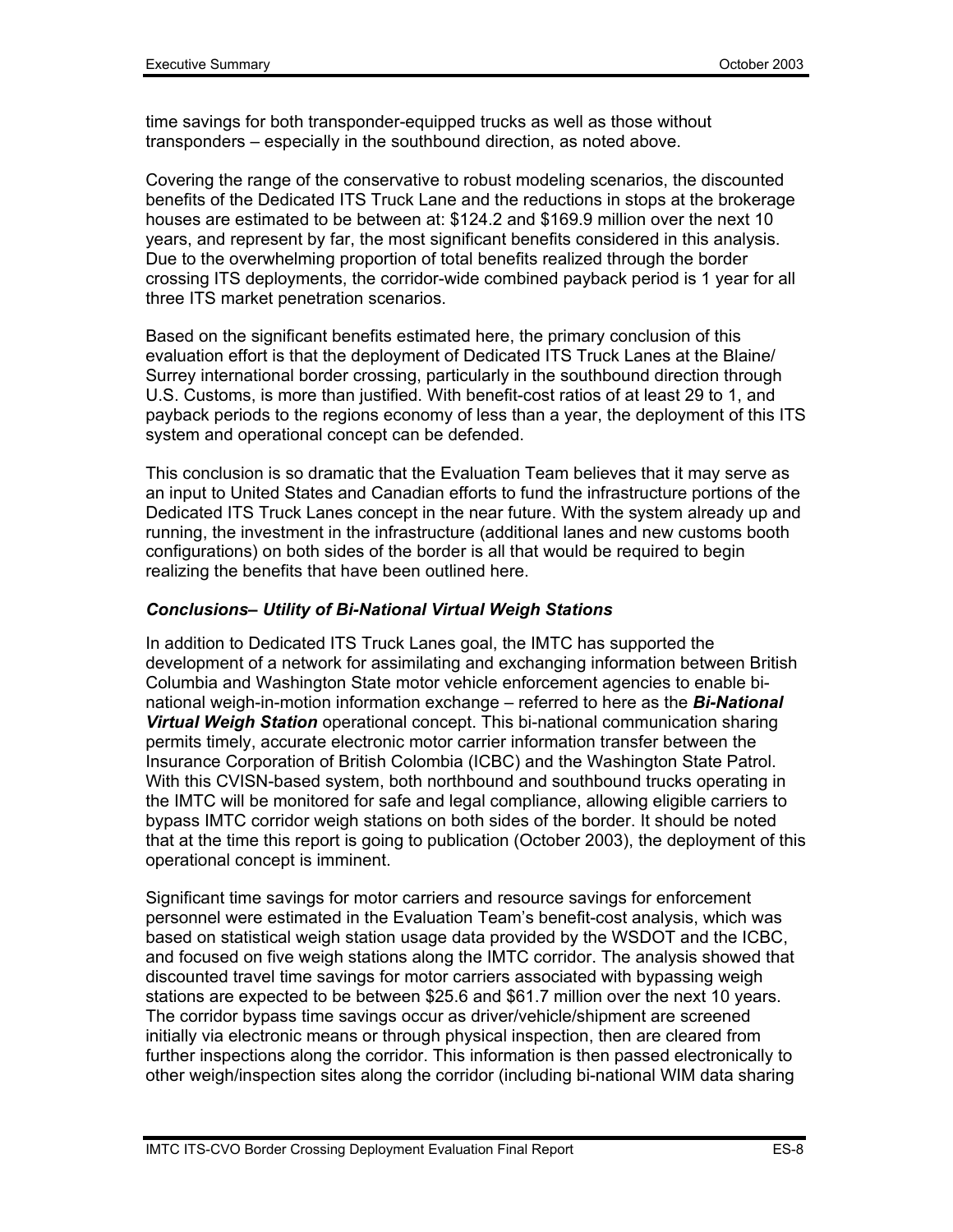time savings for both transponder-equipped trucks as well as those without transponders – especially in the southbound direction, as noted above.

Covering the range of the conservative to robust modeling scenarios, the discounted benefits of the Dedicated ITS Truck Lane and the reductions in stops at the brokerage houses are estimated to be between at: $124.2 and $169.9 million over the next 10 years, and represent by far, the most significant benefits considered in this analysis. Due to the overwhelming proportion of total benefits realized through the border crossing ITS deployments, the corridor-wide combined payback period is 1 year for all three ITS market penetration scenarios.

Based on the significant benefits estimated here, the primary conclusion of this evaluation effort is that the deployment of Dedicated ITS Truck Lanes at the Blaine/ Surrey international border crossing, particularly in the southbound direction through U.S. Customs, is more than justified. With benefit-cost ratios of at least 29 to 1, and payback periods to the regions economy of less than a year, the deployment of this ITS system and operational concept can be defended.

This conclusion is so dramatic that the Evaluation Team believes that it may serve as an input to United States and Canadian efforts to fund the infrastructure portions of the Dedicated ITS Truck Lanes concept in the near future. With the system already up and running, the investment in the infrastructure (additional lanes and new customs booth configurations) on both sides of the border is all that would be required to begin realizing the benefits that have been outlined here.

### *Conclusions– Utility of Bi-National Virtual Weigh Stations*

In addition to Dedicated ITS Truck Lanes goal, the IMTC has supported the development of a network for assimilating and exchanging information between British Columbia and Washington State motor vehicle enforcement agencies to enable bi-national weigh-in-motion information exchange – referred to here as the ***Bi-National Virtual Weigh Station*** operational concept. This bi-national communication sharing permits timely, accurate electronic motor carrier information transfer between the Insurance Corporation of British Colombia (ICBC) and the Washington State Patrol. With this CVISN-based system, both northbound and southbound trucks operating in the IMTC will be monitored for safe and legal compliance, allowing eligible carriers to bypass IMTC corridor weigh stations on both sides of the border. It should be noted that at the time this report is going to publication (October 2003), the deployment of this operational concept is imminent.

Significant time savings for motor carriers and resource savings for enforcement personnel were estimated in the Evaluation Team's benefit-cost analysis, which was based on statistical weigh station usage data provided by the WSDOT and the ICBC, and focused on five weigh stations along the IMTC corridor. The analysis showed that discounted travel time savings for motor carriers associated with bypassing weigh stations are expected to be between $25.6 and $61.7 million over the next 10 years. The corridor bypass time savings occur as driver/vehicle/shipment are screened initially via electronic means or through physical inspection, then are cleared from further inspections along the corridor. This information is then passed electronically to other weigh/inspection sites along the corridor (including bi-national WIM data sharing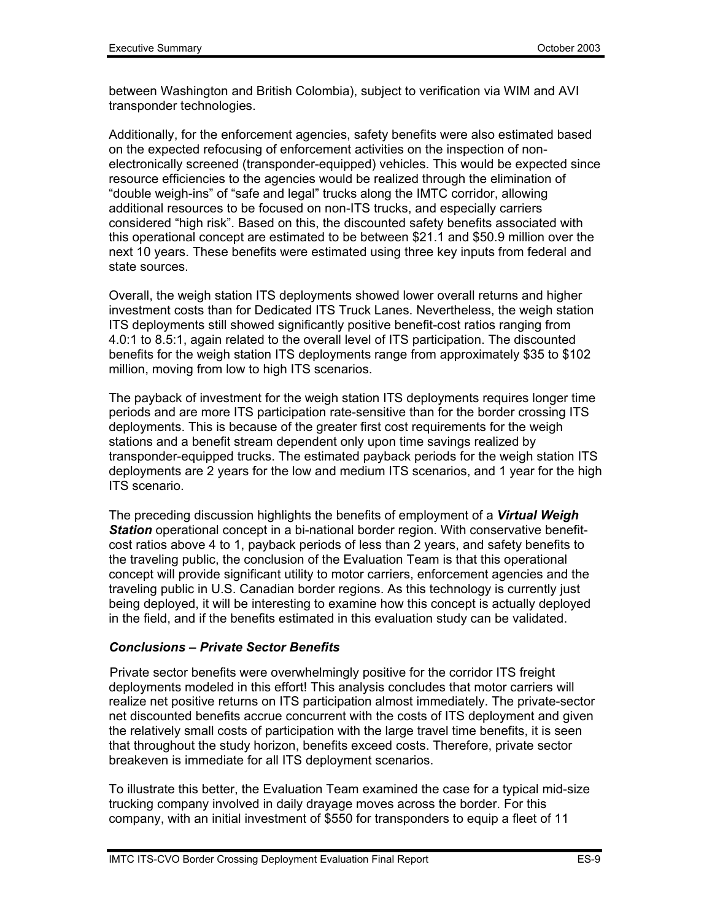between Washington and British Colombia), subject to verification via WIM and AVI transponder technologies.

Additionally, for the enforcement agencies, safety benefits were also estimated based on the expected refocusing of enforcement activities on the inspection of non-electronically screened (transponder-equipped) vehicles. This would be expected since resource efficiencies to the agencies would be realized through the elimination of "double weigh-ins" of "safe and legal" trucks along the IMTC corridor, allowing additional resources to be focused on non-ITS trucks, and especially carriers considered "high risk". Based on this, the discounted safety benefits associated with this operational concept are estimated to be between $21.1 and $50.9 million over the next 10 years. These benefits were estimated using three key inputs from federal and state sources.

Overall, the weigh station ITS deployments showed lower overall returns and higher investment costs than for Dedicated ITS Truck Lanes. Nevertheless, the weigh station ITS deployments still showed significantly positive benefit-cost ratios ranging from 4.0:1 to 8.5:1, again related to the overall level of ITS participation. The discounted benefits for the weigh station ITS deployments range from approximately $35 to $102 million, moving from low to high ITS scenarios.

The payback of investment for the weigh station ITS deployments requires longer time periods and are more ITS participation rate-sensitive than for the border crossing ITS deployments. This is because of the greater first cost requirements for the weigh stations and a benefit stream dependent only upon time savings realized by transponder-equipped trucks. The estimated payback periods for the weigh station ITS deployments are 2 years for the low and medium ITS scenarios, and 1 year for the high ITS scenario.

The preceding discussion highlights the benefits of employment of a ***Virtual Weigh Station*** operational concept in a bi-national border region. With conservative benefit-cost ratios above 4 to 1, payback periods of less than 2 years, and safety benefits to the traveling public, the conclusion of the Evaluation Team is that this operational concept will provide significant utility to motor carriers, enforcement agencies and the traveling public in U.S. Canadian border regions. As this technology is currently just being deployed, it will be interesting to examine how this concept is actually deployed in the field, and if the benefits estimated in this evaluation study can be validated.

### *Conclusions – Private Sector Benefits*

Private sector benefits were overwhelmingly positive for the corridor ITS freight deployments modeled in this effort! This analysis concludes that motor carriers will realize net positive returns on ITS participation almost immediately. The private-sector net discounted benefits accrue concurrent with the costs of ITS deployment and given the relatively small costs of participation with the large travel time benefits, it is seen that throughout the study horizon, benefits exceed costs. Therefore, private sector breakeven is immediate for all ITS deployment scenarios.

To illustrate this better, the Evaluation Team examined the case for a typical mid-size trucking company involved in daily drayage moves across the border. For this company, with an initial investment of $550 for transponders to equip a fleet of 11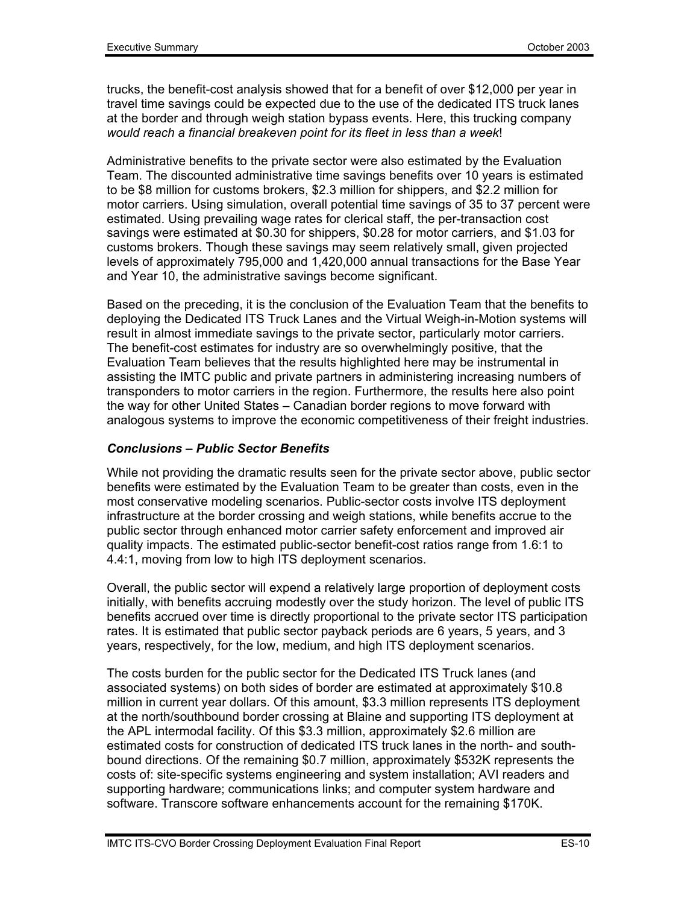trucks, the benefit-cost analysis showed that for a benefit of over $12,000 per year in travel time savings could be expected due to the use of the dedicated ITS truck lanes at the border and through weigh station bypass events. Here, this trucking company *would reach a financial breakeven point for its fleet in less than a week*!

Administrative benefits to the private sector were also estimated by the Evaluation Team. The discounted administrative time savings benefits over 10 years is estimated to be $8 million for customs brokers, $2.3 million for shippers, and $2.2 million for motor carriers. Using simulation, overall potential time savings of 35 to 37 percent were estimated. Using prevailing wage rates for clerical staff, the per-transaction cost savings were estimated at $0.30 for shippers, $0.28 for motor carriers, and $1.03 for customs brokers. Though these savings may seem relatively small, given projected levels of approximately 795,000 and 1,420,000 annual transactions for the Base Year and Year 10, the administrative savings become significant.

Based on the preceding, it is the conclusion of the Evaluation Team that the benefits to deploying the Dedicated ITS Truck Lanes and the Virtual Weigh-in-Motion systems will result in almost immediate savings to the private sector, particularly motor carriers. The benefit-cost estimates for industry are so overwhelmingly positive, that the Evaluation Team believes that the results highlighted here may be instrumental in assisting the IMTC public and private partners in administering increasing numbers of transponders to motor carriers in the region. Furthermore, the results here also point the way for other United States – Canadian border regions to move forward with analogous systems to improve the economic competitiveness of their freight industries.

### *Conclusions – Public Sector Benefits*

While not providing the dramatic results seen for the private sector above, public sector benefits were estimated by the Evaluation Team to be greater than costs, even in the most conservative modeling scenarios. Public-sector costs involve ITS deployment infrastructure at the border crossing and weigh stations, while benefits accrue to the public sector through enhanced motor carrier safety enforcement and improved air quality impacts. The estimated public-sector benefit-cost ratios range from 1.6:1 to 4.4:1, moving from low to high ITS deployment scenarios.

Overall, the public sector will expend a relatively large proportion of deployment costs initially, with benefits accruing modestly over the study horizon. The level of public ITS benefits accrued over time is directly proportional to the private sector ITS participation rates. It is estimated that public sector payback periods are 6 years, 5 years, and 3 years, respectively, for the low, medium, and high ITS deployment scenarios.

The costs burden for the public sector for the Dedicated ITS Truck lanes (and associated systems) on both sides of border are estimated at approximately $10.8 million in current year dollars. Of this amount, $3.3 million represents ITS deployment at the north/southbound border crossing at Blaine and supporting ITS deployment at the APL intermodal facility. Of this $3.3 million, approximately $2.6 million are estimated costs for construction of dedicated ITS truck lanes in the north- and southbound directions. Of the remaining $0.7 million, approximately $532K represents the costs of: site-specific systems engineering and system installation; AVI readers and supporting hardware; communications links; and computer system hardware and software. Transcore software enhancements account for the remaining $170K.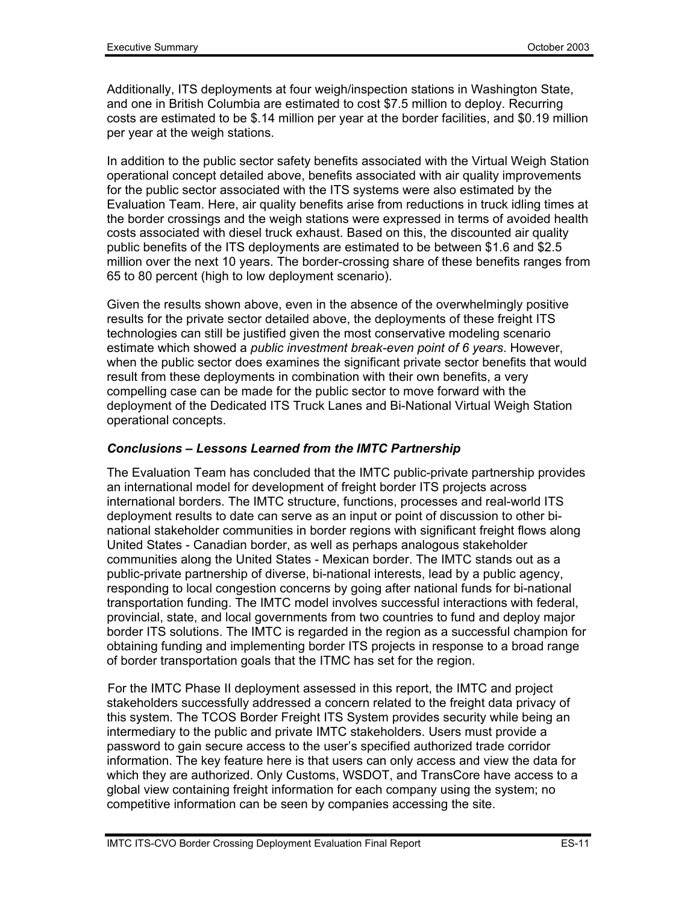Additionally, ITS deployments at four weigh/inspection stations in Washington State, and one in British Columbia are estimated to cost $7.5 million to deploy. Recurring costs are estimated to be $.14 million per year at the border facilities, and $0.19 million per year at the weigh stations.

In addition to the public sector safety benefits associated with the Virtual Weigh Station operational concept detailed above, benefits associated with air quality improvements for the public sector associated with the ITS systems were also estimated by the Evaluation Team. Here, air quality benefits arise from reductions in truck idling times at the border crossings and the weigh stations were expressed in terms of avoided health costs associated with diesel truck exhaust. Based on this, the discounted air quality public benefits of the ITS deployments are estimated to be between $1.6 and $2.5 million over the next 10 years. The border-crossing share of these benefits ranges from 65 to 80 percent (high to low deployment scenario).

Given the results shown above, even in the absence of the overwhelmingly positive results for the private sector detailed above, the deployments of these freight ITS technologies can still be justified given the most conservative modeling scenario estimate which showed a *public investment break-even point of 6 years*. However, when the public sector does examines the significant private sector benefits that would result from these deployments in combination with their own benefits, a very compelling case can be made for the public sector to move forward with the deployment of the Dedicated ITS Truck Lanes and Bi-National Virtual Weigh Station operational concepts.

### *Conclusions – Lessons Learned from the IMTC Partnership*

The Evaluation Team has concluded that the IMTC public-private partnership provides an international model for development of freight border ITS projects across international borders. The IMTC structure, functions, processes and real-world ITS deployment results to date can serve as an input or point of discussion to other bi-national stakeholder communities in border regions with significant freight flows along United States - Canadian border, as well as perhaps analogous stakeholder communities along the United States - Mexican border. The IMTC stands out as a public-private partnership of diverse, bi-national interests, lead by a public agency, responding to local congestion concerns by going after national funds for bi-national transportation funding. The IMTC model involves successful interactions with federal, provincial, state, and local governments from two countries to fund and deploy major border ITS solutions. The IMTC is regarded in the region as a successful champion for obtaining funding and implementing border ITS projects in response to a broad range of border transportation goals that the ITMC has set for the region.

For the IMTC Phase II deployment assessed in this report, the IMTC and project stakeholders successfully addressed a concern related to the freight data privacy of this system. The TCOS Border Freight ITS System provides security while being an intermediary to the public and private IMTC stakeholders. Users must provide a password to gain secure access to the user's specified authorized trade corridor information. The key feature here is that users can only access and view the data for which they are authorized. Only Customs, WSDOT, and TransCore have access to a global view containing freight information for each company using the system; no competitive information can be seen by companies accessing the site.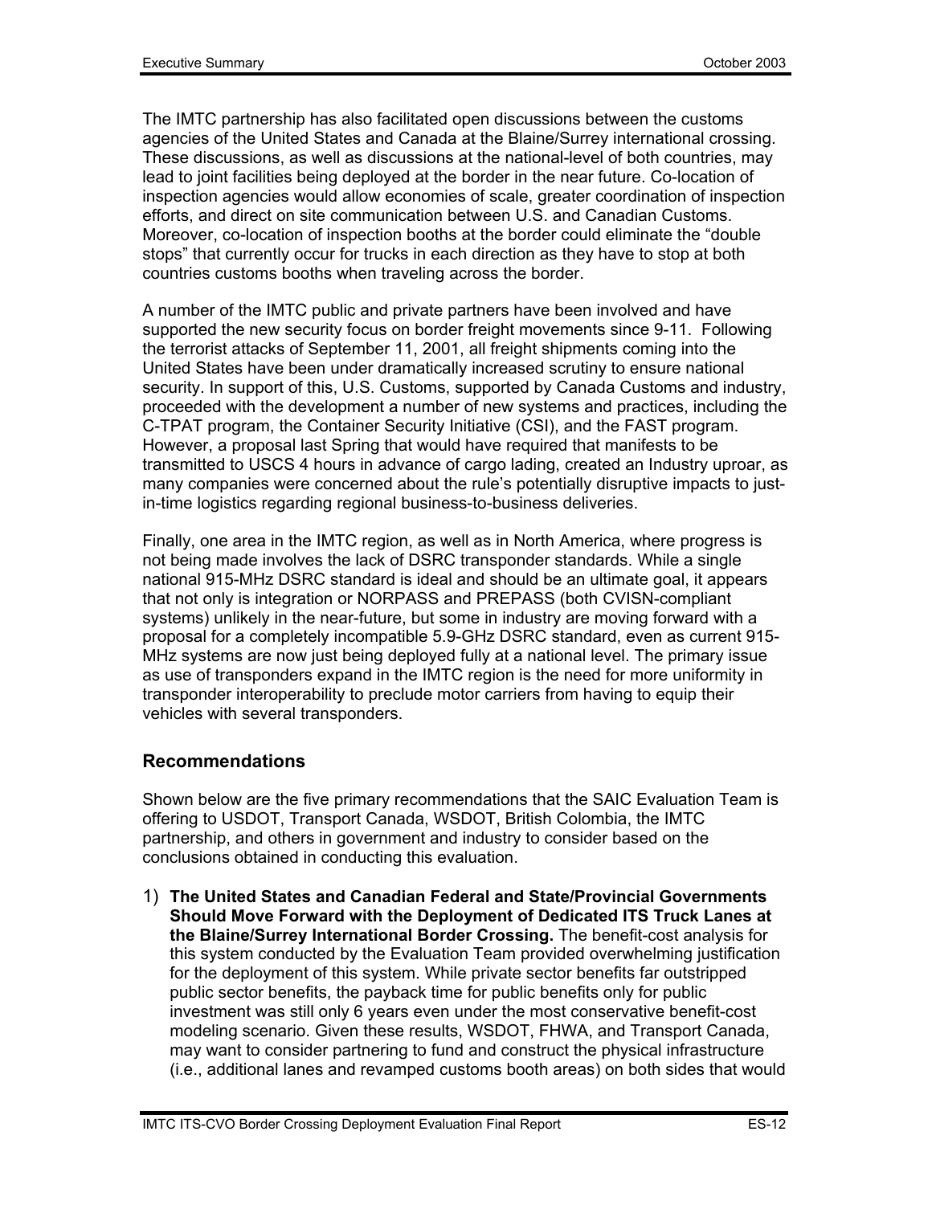The IMTC partnership has also facilitated open discussions between the customs agencies of the United States and Canada at the Blaine/Surrey international crossing. These discussions, as well as discussions at the national-level of both countries, may lead to joint facilities being deployed at the border in the near future. Co-location of inspection agencies would allow economies of scale, greater coordination of inspection efforts, and direct on site communication between U.S. and Canadian Customs. Moreover, co-location of inspection booths at the border could eliminate the "double stops" that currently occur for trucks in each direction as they have to stop at both countries customs booths when traveling across the border.

A number of the IMTC public and private partners have been involved and have supported the new security focus on border freight movements since 9-11. Following the terrorist attacks of September 11, 2001, all freight shipments coming into the United States have been under dramatically increased scrutiny to ensure national security. In support of this, U.S. Customs, supported by Canada Customs and industry, proceeded with the development a number of new systems and practices, including the C-TPAT program, the Container Security Initiative (CSI), and the FAST program. However, a proposal last Spring that would have required that manifests to be transmitted to USCS 4 hours in advance of cargo lading, created an Industry uproar, as many companies were concerned about the rule's potentially disruptive impacts to just-in-time logistics regarding regional business-to-business deliveries.

Finally, one area in the IMTC region, as well as in North America, where progress is not being made involves the lack of DSRC transponder standards. While a single national 915-MHz DSRC standard is ideal and should be an ultimate goal, it appears that not only is integration or NORPASS and PREPASS (both CVISN-compliant systems) unlikely in the near-future, but some in industry are moving forward with a proposal for a completely incompatible 5.9-GHz DSRC standard, even as current 915-MHz systems are now just being deployed fully at a national level. The primary issue as use of transponders expand in the IMTC region is the need for more uniformity in transponder interoperability to preclude motor carriers from having to equip their vehicles with several transponders.

## Recommendations

Shown below are the five primary recommendations that the SAIC Evaluation Team is offering to USDOT, Transport Canada, WSDOT, British Colombia, the IMTC partnership, and others in government and industry to consider based on the conclusions obtained in conducting this evaluation.

1) **The United States and Canadian Federal and State/Provincial Governments Should Move Forward with the Deployment of Dedicated ITS Truck Lanes at the Blaine/Surrey International Border Crossing.** The benefit-cost analysis for this system conducted by the Evaluation Team provided overwhelming justification for the deployment of this system. While private sector benefits far outstripped public sector benefits, the payback time for public benefits only for public investment was still only 6 years even under the most conservative benefit-cost modeling scenario. Given these results, WSDOT, FHWA, and Transport Canada, may want to consider partnering to fund and construct the physical infrastructure (i.e., additional lanes and revamped customs booth areas) on both sides that would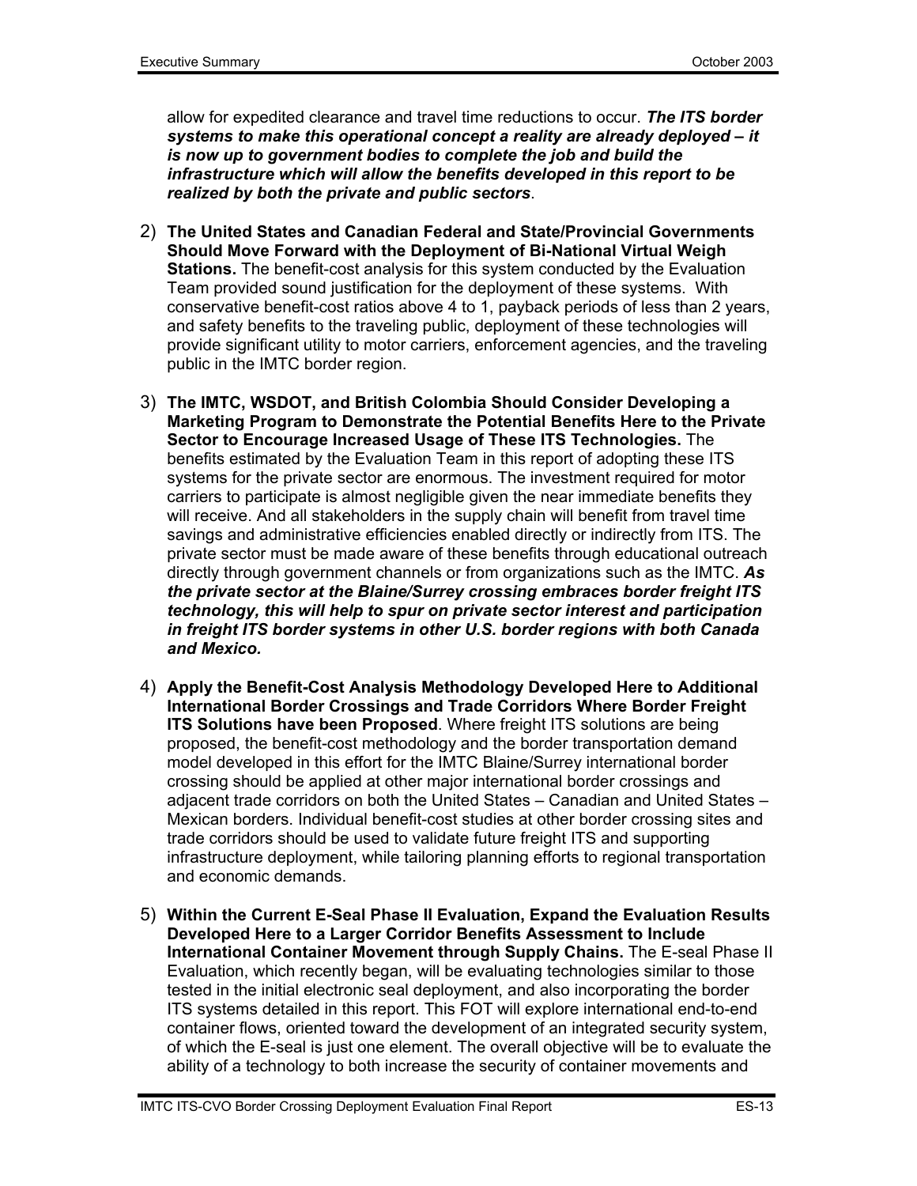allow for expedited clearance and travel time reductions to occur. ***The ITS border systems to make this operational concept a reality are already deployed – it is now up to government bodies to complete the job and build the infrastructure which will allow the benefits developed in this report to be realized by both the private and public sectors***.

2) **The United States and Canadian Federal and State/Provincial Governments Should Move Forward with the Deployment of Bi-National Virtual Weigh Stations.** The benefit-cost analysis for this system conducted by the Evaluation Team provided sound justification for the deployment of these systems. With conservative benefit-cost ratios above 4 to 1, payback periods of less than 2 years, and safety benefits to the traveling public, deployment of these technologies will provide significant utility to motor carriers, enforcement agencies, and the traveling public in the IMTC border region.

3) **The IMTC, WSDOT, and British Colombia Should Consider Developing a Marketing Program to Demonstrate the Potential Benefits Here to the Private Sector to Encourage Increased Usage of These ITS Technologies.** The benefits estimated by the Evaluation Team in this report of adopting these ITS systems for the private sector are enormous. The investment required for motor carriers to participate is almost negligible given the near immediate benefits they will receive. And all stakeholders in the supply chain will benefit from travel time savings and administrative efficiencies enabled directly or indirectly from ITS. The private sector must be made aware of these benefits through educational outreach directly through government channels or from organizations such as the IMTC. ***As the private sector at the Blaine/Surrey crossing embraces border freight ITS technology, this will help to spur on private sector interest and participation in freight ITS border systems in other U.S. border regions with both Canada and Mexico.***

4) **Apply the Benefit-Cost Analysis Methodology Developed Here to Additional International Border Crossings and Trade Corridors Where Border Freight ITS Solutions have been Proposed**. Where freight ITS solutions are being proposed, the benefit-cost methodology and the border transportation demand model developed in this effort for the IMTC Blaine/Surrey international border crossing should be applied at other major international border crossings and adjacent trade corridors on both the United States – Canadian and United States – Mexican borders. Individual benefit-cost studies at other border crossing sites and trade corridors should be used to validate future freight ITS and supporting infrastructure deployment, while tailoring planning efforts to regional transportation and economic demands.

5) **Within the Current E-Seal Phase II Evaluation, Expand the Evaluation Results Developed Here to a Larger Corridor Benefits Assessment to Include International Container Movement through Supply Chains.** The E-seal Phase II Evaluation, which recently began, will be evaluating technologies similar to those tested in the initial electronic seal deployment, and also incorporating the border ITS systems detailed in this report. This FOT will explore international end-to-end container flows, oriented toward the development of an integrated security system, of which the E-seal is just one element. The overall objective will be to evaluate the ability of a technology to both increase the security of container movements and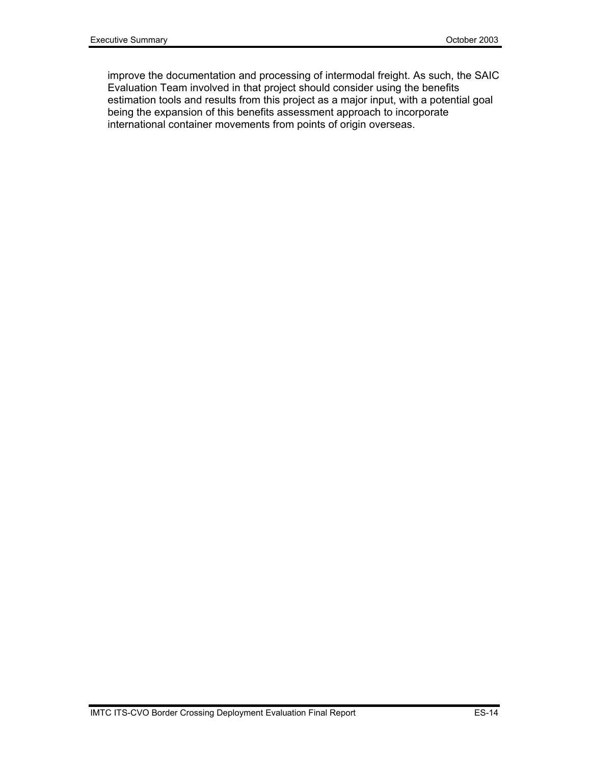improve the documentation and processing of intermodal freight. As such, the SAIC Evaluation Team involved in that project should consider using the benefits estimation tools and results from this project as a major input, with a potential goal being the expansion of this benefits assessment approach to incorporate international container movements from points of origin overseas.